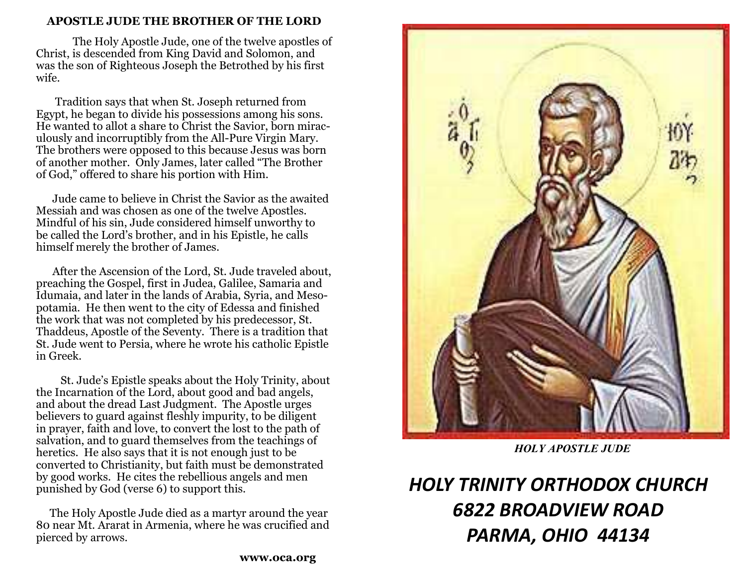## APOSTLE JUDE THE BROTHER OF THE LORD

The Holy Apostle Jude, one of the twelve apostles of Christ, is descended from King David and Solomon, and was the son of Righteous Joseph the Betrothed by his first wife.

Tradition says that when St. Joseph returned from Egypt, he began to divide his possessions among his sons. He wanted to allot a share to Christ the Savior, born miraculously and incorruptibly from the All-Pure Virgin Mary. The brothers were opposed to this because Jesus was born of another mother. Only James, later called "The Brother of God," offered to share his portion with Him.

Jude came to believe in Christ the Savior as the awaited Messiah and was chosen as one of the twelve Apostles. Mindful of his sin, Jude considered himself unworthy to be called the Lord's brother, and in his Epistle, he calls himself merely the brother of James.

After the Ascension of the Lord, St. Jude traveled about, preaching the Gospel, first in Judea, Galilee, Samaria and Idumaia, and later in the lands of Arabia, Syria, and Mesopotamia. He then went to the city of Edessa and finished the work that was not completed by his predecessor, St. Thaddeus, Apostle of the Seventy. There is a tradition that St. Jude went to Persia, where he wrote his catholic Epistle in Greek.

St. Jude's Epistle speaks about the Holy Trinity, about the Incarnation of the Lord, about good and bad angels, and about the dread Last Judgment. The Apostle urges believers to guard against fleshly impurity, to be diligent in prayer, faith and love, to convert the lost to the path of salvation, and to guard themselves from the teachings of heretics. He also says that it is not enough just to be converted to Christianity, but faith must be demonstrated by good works. He cites the rebellious angels and men punished by God (verse 6) to support this.

The Holy Apostle Jude died as a martyr around the year 80 near Mt. Ararat in Armenia, where he was crucified and pierced by arrows.

**www.oca.org**

*HOLY APOSTLE JUDE*

# *HOLY TRINITY ORTHODOX CHURCH*
# *6822 BROADVIEW ROAD*
# *PARMA, OHIO 44134*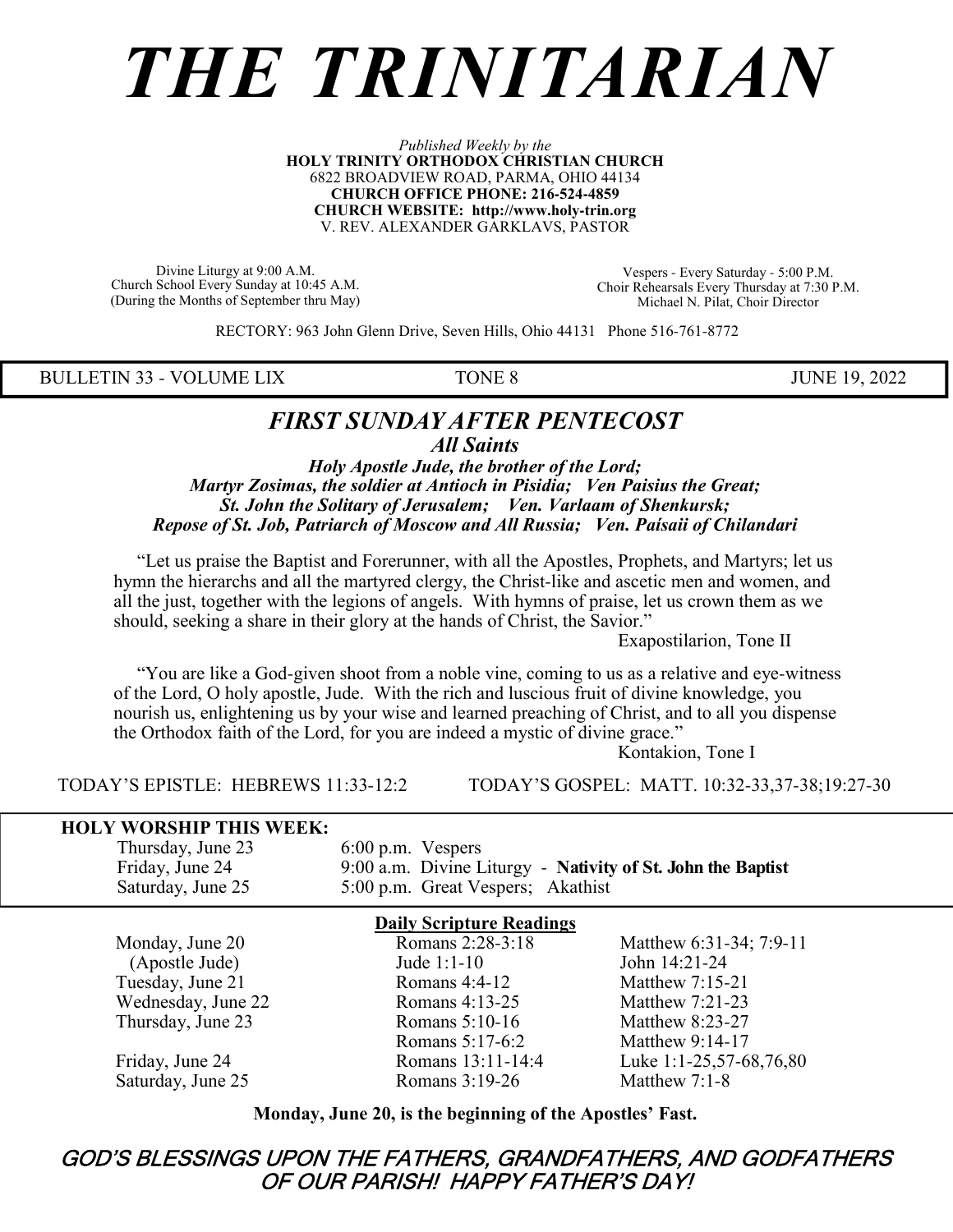# *THE TRINITARIAN*

*Published Weekly by the*
**HOLY TRINITY ORTHODOX CHRISTIAN CHURCH**
6822 BROADVIEW ROAD, PARMA, OHIO 44134
**CHURCH OFFICE PHONE: 216-524-4859**
**CHURCH WEBSITE: http://www.holy-trin.org**
V. REV. ALEXANDER GARKLAVS, PASTOR

Divine Liturgy at 9:00 A.M.
Church School Every Sunday at 10:45 A.M.
(During the Months of September thru May)

Vespers - Every Saturday - 5:00 P.M.
Choir Rehearsals Every Thursday at 7:30 P.M.
Michael N. Pilat, Choir Director

RECTORY: 963 John Glenn Drive, Seven Hills, Ohio 44131 Phone 516-761-8772

BULLETIN 33 - VOLUME LIX — TONE 8 — JUNE 19, 2022

## *FIRST SUNDAY AFTER PENTECOST*

***All Saints***

***Holy Apostle Jude, the brother of the Lord;***
***Martyr Zosimas, the soldier at Antioch in Pisidia; Ven Paisius the Great;***
***St. John the Solitary of Jerusalem; Ven. Varlaam of Shenkursk;***
***Repose of St. Job, Patriarch of Moscow and All Russia; Ven. Paísaii of Chilandari***

"Let us praise the Baptist and Forerunner, with all the Apostles, Prophets, and Martyrs; let us hymn the hierarchs and all the martyred clergy, the Christ-like and ascetic men and women, and all the just, together with the legions of angels. With hymns of praise, let us crown them as we should, seeking a share in their glory at the hands of Christ, the Savior."

Exapostilarion, Tone II

"You are like a God-given shoot from a noble vine, coming to us as a relative and eye-witness of the Lord, O holy apostle, Jude. With the rich and luscious fruit of divine knowledge, you nourish us, enlightening us by your wise and learned preaching of Christ, and to all you dispense the Orthodox faith of the Lord, for you are indeed a mystic of divine grace."

Kontakion, Tone I

TODAY'S EPISTLE: HEBREWS 11:33-12:2 — TODAY'S GOSPEL: MATT. 10:32-33,37-38;19:27-30

**HOLY WORSHIP THIS WEEK:**

| | |
|---|---|
| Thursday, June 23 | 6:00 p.m. Vespers |
| Friday, June 24 | 9:00 a.m. Divine Liturgy - **Nativity of St. John the Baptist** |
| Saturday, June 25 | 5:00 p.m. Great Vespers; Akathist |

**Daily Scripture Readings**

| | | |
|---|---|---|
| Monday, June 20 | Romans 2:28-3:18 | Matthew 6:31-34; 7:9-11 |
| (Apostle Jude) | Jude 1:1-10 | John 14:21-24 |
| Tuesday, June 21 | Romans 4:4-12 | Matthew 7:15-21 |
| Wednesday, June 22 | Romans 4:13-25 | Matthew 7:21-23 |
| Thursday, June 23 | Romans 5:10-16 | Matthew 8:23-27 |
| | Romans 5:17-6:2 | Matthew 9:14-17 |
| Friday, June 24 | Romans 13:11-14:4 | Luke 1:1-25,57-68,76,80 |
| Saturday, June 25 | Romans 3:19-26 | Matthew 7:1-8 |

**Monday, June 20, is the beginning of the Apostles' Fast.**

***GOD'S BLESSINGS UPON THE FATHERS, GRANDFATHERS, AND GODFATHERS OF OUR PARISH! HAPPY FATHER'S DAY!***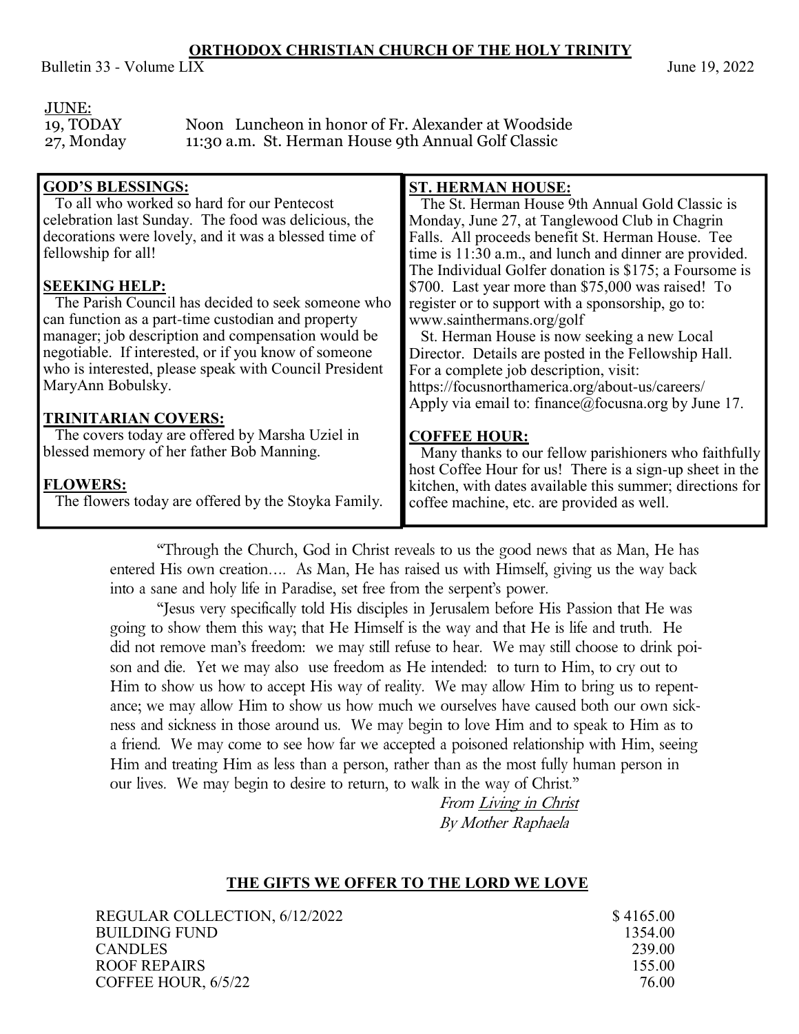**ORTHODOX CHRISTIAN CHURCH OF THE HOLY TRINITY**

Bulletin 33 - Volume LIX June 19, 2022

JUNE:

| | |
|---|---|
| 19, TODAY | Noon Luncheon in honor of Fr. Alexander at Woodside |
| 27, Monday | 11:30 a.m. St. Herman House 9th Annual Golf Classic |

**GOD'S BLESSINGS:**

To all who worked so hard for our Pentecost celebration last Sunday. The food was delicious, the decorations were lovely, and it was a blessed time of fellowship for all!

**SEEKING HELP:**

The Parish Council has decided to seek someone who can function as a part-time custodian and property manager; job description and compensation would be negotiable. If interested, or if you know of someone who is interested, please speak with Council President MaryAnn Bobulsky.

**TRINITARIAN COVERS:**

The covers today are offered by Marsha Uziel in blessed memory of her father Bob Manning.

**FLOWERS:**

The flowers today are offered by the Stoyka Family.

**ST. HERMAN HOUSE:**

The St. Herman House 9th Annual Gold Classic is Monday, June 27, at Tanglewood Club in Chagrin Falls. All proceeds benefit St. Herman House. Tee time is 11:30 a.m., and lunch and dinner are provided. The Individual Golfer donation is $175; a Foursome is $700. Last year more than $75,000 was raised! To register or to support with a sponsorship, go to: www.sainthermans.org/golf

St. Herman House is now seeking a new Local Director. Details are posted in the Fellowship Hall. For a complete job description, visit: https://focusnorthamerica.org/about-us/careers/ Apply via email to: finance@focusna.org by June 17.

**COFFEE HOUR:**

Many thanks to our fellow parishioners who faithfully host Coffee Hour for us! There is a sign-up sheet in the kitchen, with dates available this summer; directions for coffee machine, etc. are provided as well.

"Through the Church, God in Christ reveals to us the good news that as Man, He has entered His own creation…. As Man, He has raised us with Himself, giving us the way back into a sane and holy life in Paradise, set free from the serpent's power.

"Jesus very specifically told His disciples in Jerusalem before His Passion that He was going to show them this way; that He Himself is the way and that He is life and truth. He did not remove man's freedom: we may still refuse to hear. We may still choose to drink poison and die. Yet we may also use freedom as He intended: to turn to Him, to cry out to Him to show us how to accept His way of reality. We may allow Him to bring us to repentance; we may allow Him to show us how much we ourselves have caused both our own sickness and sickness in those around us. We may begin to love Him and to speak to Him as to a friend. We may come to see how far we accepted a poisoned relationship with Him, seeing Him and treating Him as less than a person, rather than as the most fully human person in our lives. We may begin to desire to return, to walk in the way of Christ."

*From Living in Christ*
*By Mother Raphaela*

**THE GIFTS WE OFFER TO THE LORD WE LOVE**

| | |
|---|---|
| REGULAR COLLECTION, 6/12/2022 | $ 4165.00 |
| BUILDING FUND | 1354.00 |
| CANDLES | 239.00 |
| ROOF REPAIRS | 155.00 |
| COFFEE HOUR, 6/5/22 | 76.00 |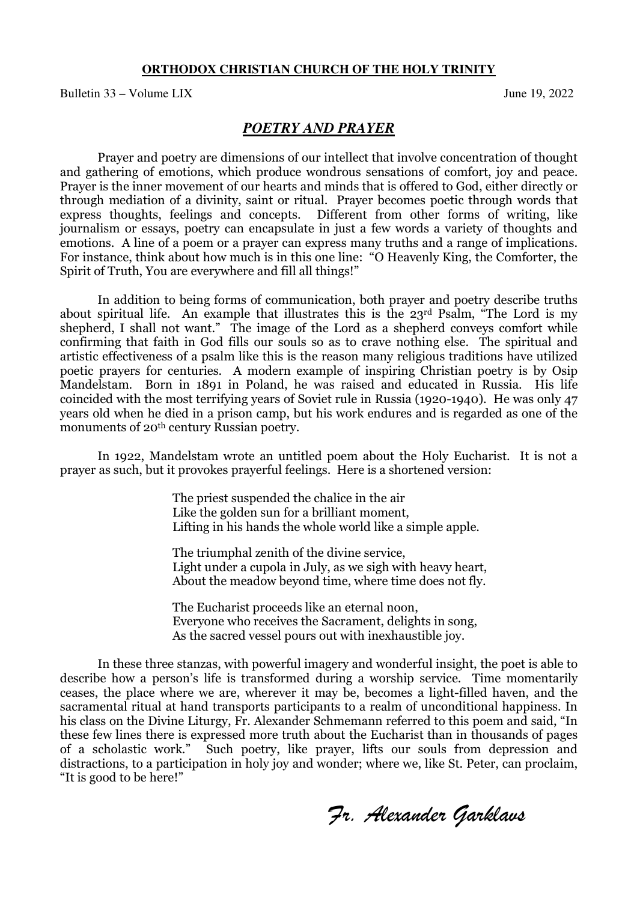**ORTHODOX CHRISTIAN CHURCH OF THE HOLY TRINITY**

Bulletin 33 – Volume LIX June 19, 2022

## *POETRY AND PRAYER*

Prayer and poetry are dimensions of our intellect that involve concentration of thought and gathering of emotions, which produce wondrous sensations of comfort, joy and peace. Prayer is the inner movement of our hearts and minds that is offered to God, either directly or through mediation of a divinity, saint or ritual. Prayer becomes poetic through words that express thoughts, feelings and concepts. Different from other forms of writing, like journalism or essays, poetry can encapsulate in just a few words a variety of thoughts and emotions. A line of a poem or a prayer can express many truths and a range of implications. For instance, think about how much is in this one line: "O Heavenly King, the Comforter, the Spirit of Truth, You are everywhere and fill all things!"

In addition to being forms of communication, both prayer and poetry describe truths about spiritual life. An example that illustrates this is the 23rd Psalm, "The Lord is my shepherd, I shall not want." The image of the Lord as a shepherd conveys comfort while confirming that faith in God fills our souls so as to crave nothing else. The spiritual and artistic effectiveness of a psalm like this is the reason many religious traditions have utilized poetic prayers for centuries. A modern example of inspiring Christian poetry is by Osip Mandelstam. Born in 1891 in Poland, he was raised and educated in Russia. His life coincided with the most terrifying years of Soviet rule in Russia (1920-1940). He was only 47 years old when he died in a prison camp, but his work endures and is regarded as one of the monuments of 20th century Russian poetry.

In 1922, Mandelstam wrote an untitled poem about the Holy Eucharist. It is not a prayer as such, but it provokes prayerful feelings. Here is a shortened version:

> The priest suspended the chalice in the air
> Like the golden sun for a brilliant moment,
> Lifting in his hands the whole world like a simple apple.
>
> The triumphal zenith of the divine service,
> Light under a cupola in July, as we sigh with heavy heart,
> About the meadow beyond time, where time does not fly.
>
> The Eucharist proceeds like an eternal noon,
> Everyone who receives the Sacrament, delights in song,
> As the sacred vessel pours out with inexhaustible joy.

In these three stanzas, with powerful imagery and wonderful insight, the poet is able to describe how a person's life is transformed during a worship service. Time momentarily ceases, the place where we are, wherever it may be, becomes a light-filled haven, and the sacramental ritual at hand transports participants to a realm of unconditional happiness. In his class on the Divine Liturgy, Fr. Alexander Schmemann referred to this poem and said, "In these few lines there is expressed more truth about the Eucharist than in thousands of pages of a scholastic work." Such poetry, like prayer, lifts our souls from depression and distractions, to a participation in holy joy and wonder; where we, like St. Peter, can proclaim, "It is good to be here!"

*Fr. Alexander Garklavs*